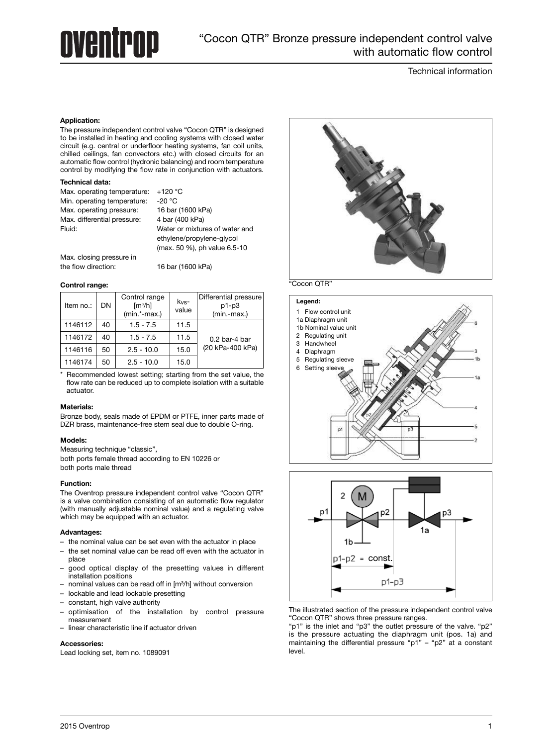# "Cocon QTR" Bronze pressure independent control valve with automatic flow control

Technical information

**Application:**

The pressure independent control valve "Cocon QTR" is designed to be installed in heating and cooling systems with closed water circuit (e.g. central or underfloor heating systems, fan coil units, chilled ceilings, fan convectors etc.) with closed circuits for an automatic flow control (hydronic balancing) and room temperature control by modifying the flow rate in conjunction with actuators.

**Technical data:**

Max. operating temperature: +120 °C
Min. operating temperature: -20 °C
Max. operating pressure: 16 bar (1600 kPa)
Max. differential pressure: 4 bar (400 kPa)
Fluid: Water or mixtures of water and ethylene/propylene-glycol (max. 50 %), ph value 6.5-10
Max. closing pressure in the flow direction: 16 bar (1600 kPa)

**Control range:**

| Item no.: | DN | Control range [m³/h] (min.*-max.) | $k_{VS}$-value | Differential pressure p1-p3 (min.-max.) |
|---|---|---|---|---|
| 1146112 | 40 | 1.5 - 7.5 | 11.5 | 0.2 bar-4 bar (20 kPa-400 kPa) |
| 1146172 | 40 | 1.5 - 7.5 | 11.5 | |
| 1146116 | 50 | 2.5 - 10.0 | 15.0 | |
| 1146174 | 50 | 2.5 - 10.0 | 15.0 | |

\* Recommended lowest setting; starting from the set value, the flow rate can be reduced up to complete isolation with a suitable actuator.

**Materials:**

Bronze body, seals made of EPDM or PTFE, inner parts made of DZR brass, maintenance-free stem seal due to double O-ring.

**Models:**

Measuring technique "classic",
both ports female thread according to EN 10226 or
both ports male thread

**Function:**

The Oventrop pressure independent control valve "Cocon QTR" is a valve combination consisting of an automatic flow regulator (with manually adjustable nominal value) and a regulating valve which may be equipped with an actuator.

**Advantages:**

- the nominal value can be set even with the actuator in place
- the set nominal value can be read off even with the actuator in place
- good optical display of the presetting values in different installation positions
- nominal values can be read off in [m³/h] without conversion
- lockable and lead lockable presetting
- constant, high valve authority
- optimisation of the installation by control pressure measurement
- linear characteristic line if actuator driven

**Accessories:**

Lead locking set, item no. 1089091

"Cocon QTR"

**Legend:**

1 Flow control unit
1a Diaphragm unit
1b Nominal value unit
2 Regulating unit
3 Handwheel
4 Diaphragm
5 Regulating sleeve
6 Setting sleeve

The illustrated section of the pressure independent control valve "Cocon QTR" shows three pressure ranges.
"p1" is the inlet and "p3" the outlet pressure of the valve. "p2" is the pressure actuating the diaphragm unit (pos. 1a) and maintaining the differential pressure "p1" – "p2" at a constant level.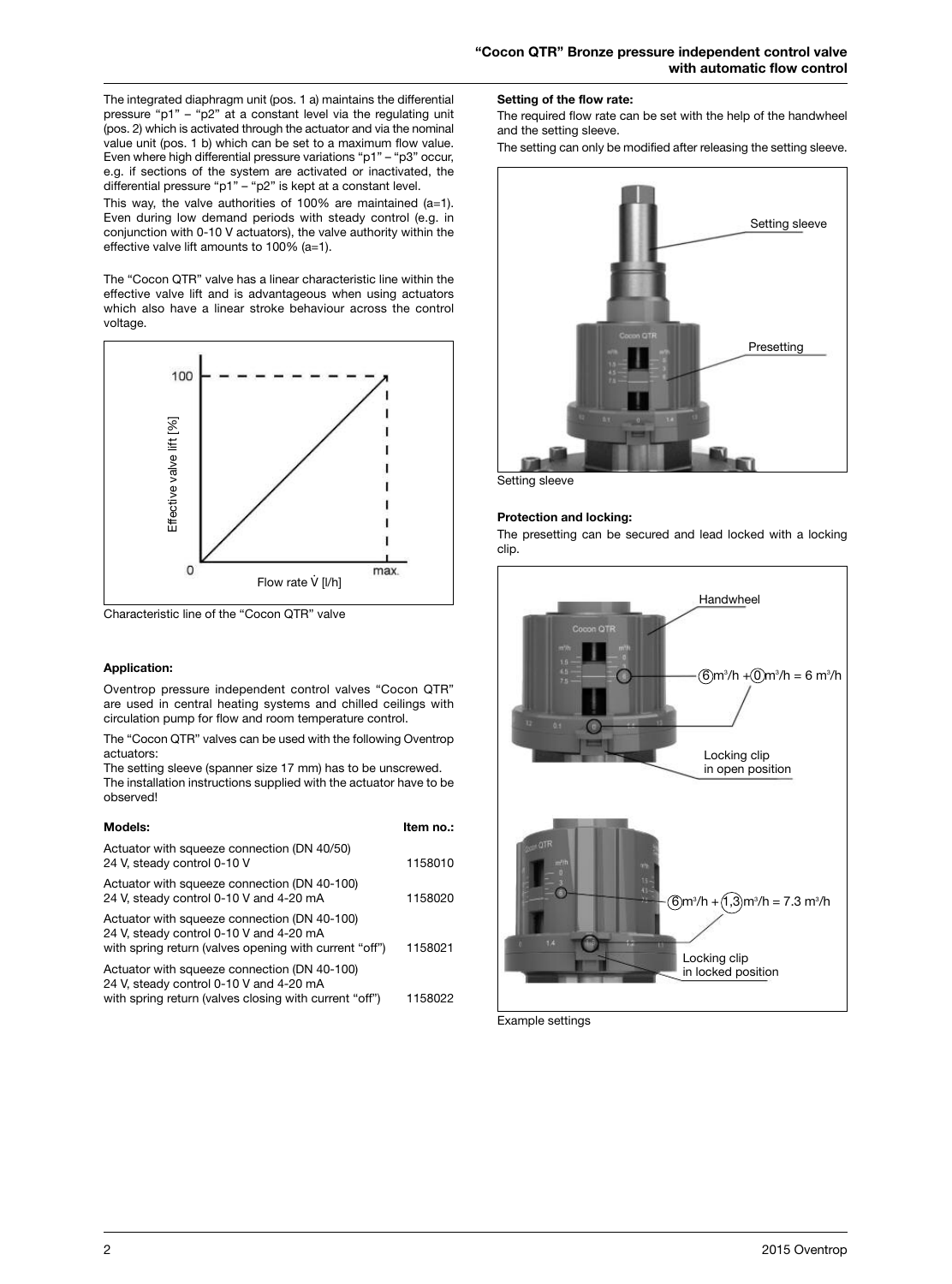The integrated diaphragm unit (pos. 1 a) maintains the differential pressure "p1" – "p2" at a constant level via the regulating unit (pos. 2) which is activated through the actuator and via the nominal value unit (pos. 1 b) which can be set to a maximum flow value. Even where high differential pressure variations "p1" – "p3" occur, e.g. if sections of the system are activated or inactivated, the differential pressure "p1" – "p2" is kept at a constant level.

This way, the valve authorities of 100% are maintained (a=1). Even during low demand periods with steady control (e.g. in conjunction with 0-10 V actuators), the valve authority within the effective valve lift amounts to 100% (a=1).

The "Cocon QTR" valve has a linear characteristic line within the effective valve lift and is advantageous when using actuators which also have a linear stroke behaviour across the control voltage.

Characteristic line of the "Cocon QTR" valve

**Application:**

Oventrop pressure independent control valves "Cocon QTR" are used in central heating systems and chilled ceilings with circulation pump for flow and room temperature control.

The "Cocon QTR" valves can be used with the following Oventrop actuators:

The setting sleeve (spanner size 17 mm) has to be unscrewed.
The installation instructions supplied with the actuator have to be observed!

| Models: | Item no.: |
|---|---|
| Actuator with squeeze connection (DN 40/50) 24 V, steady control 0-10 V | 1158010 |
| Actuator with squeeze connection (DN 40-100) 24 V, steady control 0-10 V and 4-20 mA | 1158020 |
| Actuator with squeeze connection (DN 40-100) 24 V, steady control 0-10 V and 4-20 mA with spring return (valves opening with current "off") | 1158021 |
| Actuator with squeeze connection (DN 40-100) 24 V, steady control 0-10 V and 4-20 mA with spring return (valves closing with current "off") | 1158022 |

**Setting of the flow rate:**

The required flow rate can be set with the help of the handwheel and the setting sleeve.

The setting can only be modified after releasing the setting sleeve.

Setting sleeve

**Protection and locking:**

The presetting can be secured and lead locked with a locking clip.

Example settings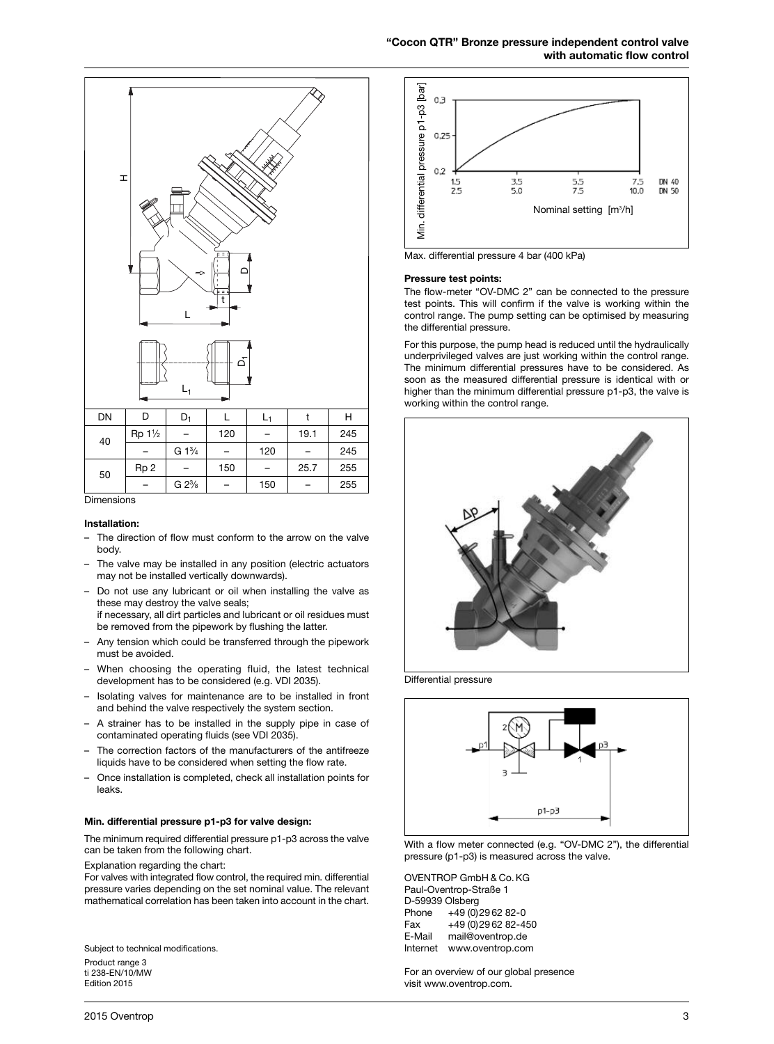| DN | D | $D_1$ | L | $L_1$ | t | H |
|---|---|---|---|---|---|---|
| 40 | Rp 1½ | – | 120 | – | 19.1 | 245 |
| | – | G 1¾ | – | 120 | – | 245 |
| 50 | Rp 2 | – | 150 | – | 25.7 | 255 |
| | – | G 2⅜ | – | 150 | – | 255 |

Dimensions

**Installation:**

- The direction of flow must conform to the arrow on the valve body.
- The valve may be installed in any position (electric actuators may not be installed vertically downwards).
- Do not use any lubricant or oil when installing the valve as these may destroy the valve seals; if necessary, all dirt particles and lubricant or oil residues must be removed from the pipework by flushing the latter.
- Any tension which could be transferred through the pipework must be avoided.
- When choosing the operating fluid, the latest technical development has to be considered (e.g. VDI 2035).
- Isolating valves for maintenance are to be installed in front and behind the valve respectively the system section.
- A strainer has to be installed in the supply pipe in case of contaminated operating fluids (see VDI 2035).
- The correction factors of the manufacturers of the antifreeze liquids have to be considered when setting the flow rate.
- Once installation is completed, check all installation points for leaks.

**Min. differential pressure p1-p3 for valve design:**

The minimum required differential pressure p1-p3 across the valve can be taken from the following chart.

Explanation regarding the chart:
For valves with integrated flow control, the required min. differential pressure varies depending on the set nominal value. The relevant mathematical correlation has been taken into account in the chart.

Subject to technical modifications.

Product range 3
ti 238-EN/10/MW
Edition 2015

Min. differential pressure p1-p3 [bar]
0.3
0.25
0.2
1.5 3.5 5.5 7.5 DN 40
2.5 5.0 7.5 10.0 DN 50
Nominal setting [m³/h]

Max. differential pressure 4 bar (400 kPa)

**Pressure test points:**

The flow-meter "OV-DMC 2" can be connected to the pressure test points. This will confirm if the valve is working within the control range. The pump setting can be optimised by measuring the differential pressure.

For this purpose, the pump head is reduced until the hydraulically underprivileged valves are just working within the control range. The minimum differential pressures have to be considered. As soon as the measured differential pressure is identical with or higher than the minimum differential pressure p1-p3, the valve is working within the control range.

Δp

Differential pressure

p1 2 M p3
3 1
p1-p3

With a flow meter connected (e.g. "OV-DMC 2"), the differential pressure (p1-p3) is measured across the valve.

OVENTROP GmbH & Co. KG
Paul-Oventrop-Straße 1
D-59939 Olsberg
Phone +49 (0)29 62 82-0
Fax +49 (0)29 62 82-450
E-Mail mail@oventrop.de
Internet www.oventrop.com

For an overview of our global presence visit www.oventrop.com.